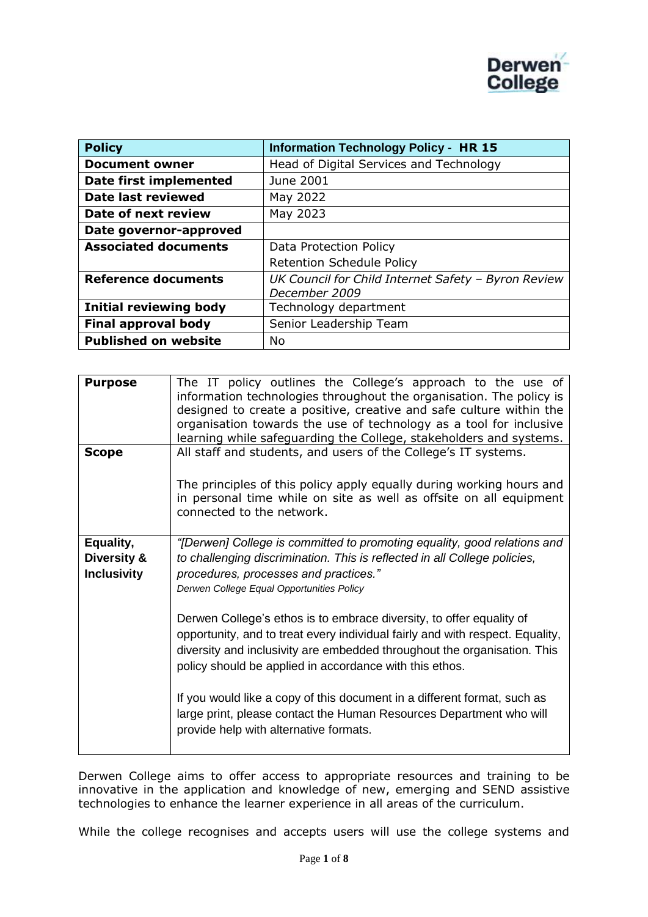Derwen College

| Policy | Information Technology Policy - HR 15 |
|---|---|
| Document owner | Head of Digital Services and Technology |
| Date first implemented | June 2001 |
| Date last reviewed | May 2022 |
| Date of next review | May 2023 |
| Date governor-approved | |
| Associated documents | Data Protection Policy<br>Retention Schedule Policy |
| Reference documents | *UK Council for Child Internet Safety – Byron Review December 2009* |
| Initial reviewing body | Technology department |
| Final approval body | Senior Leadership Team |
| Published on website | No |

| | |
|---|---|
| **Purpose** | The IT policy outlines the College's approach to the use of information technologies throughout the organisation. The policy is designed to create a positive, creative and safe culture within the organisation towards the use of technology as a tool for inclusive learning while safeguarding the College, stakeholders and systems. |
| **Scope** | All staff and students, and users of the College's IT systems.<br><br>The principles of this policy apply equally during working hours and in personal time while on site as well as offsite on all equipment connected to the network. |
| **Equality, Diversity & Inclusivity** | *"[Derwen] College is committed to promoting equality, good relations and to challenging discrimination. This is reflected in all College policies, procedures, processes and practices."*<br>*Derwen College Equal Opportunities Policy*<br><br>Derwen College's ethos is to embrace diversity, to offer equality of opportunity, and to treat every individual fairly and with respect. Equality, diversity and inclusivity are embedded throughout the organisation. This policy should be applied in accordance with this ethos.<br><br>If you would like a copy of this document in a different format, such as large print, please contact the Human Resources Department who will provide help with alternative formats. |

Derwen College aims to offer access to appropriate resources and training to be innovative in the application and knowledge of new, emerging and SEND assistive technologies to enhance the learner experience in all areas of the curriculum.

While the college recognises and accepts users will use the college systems and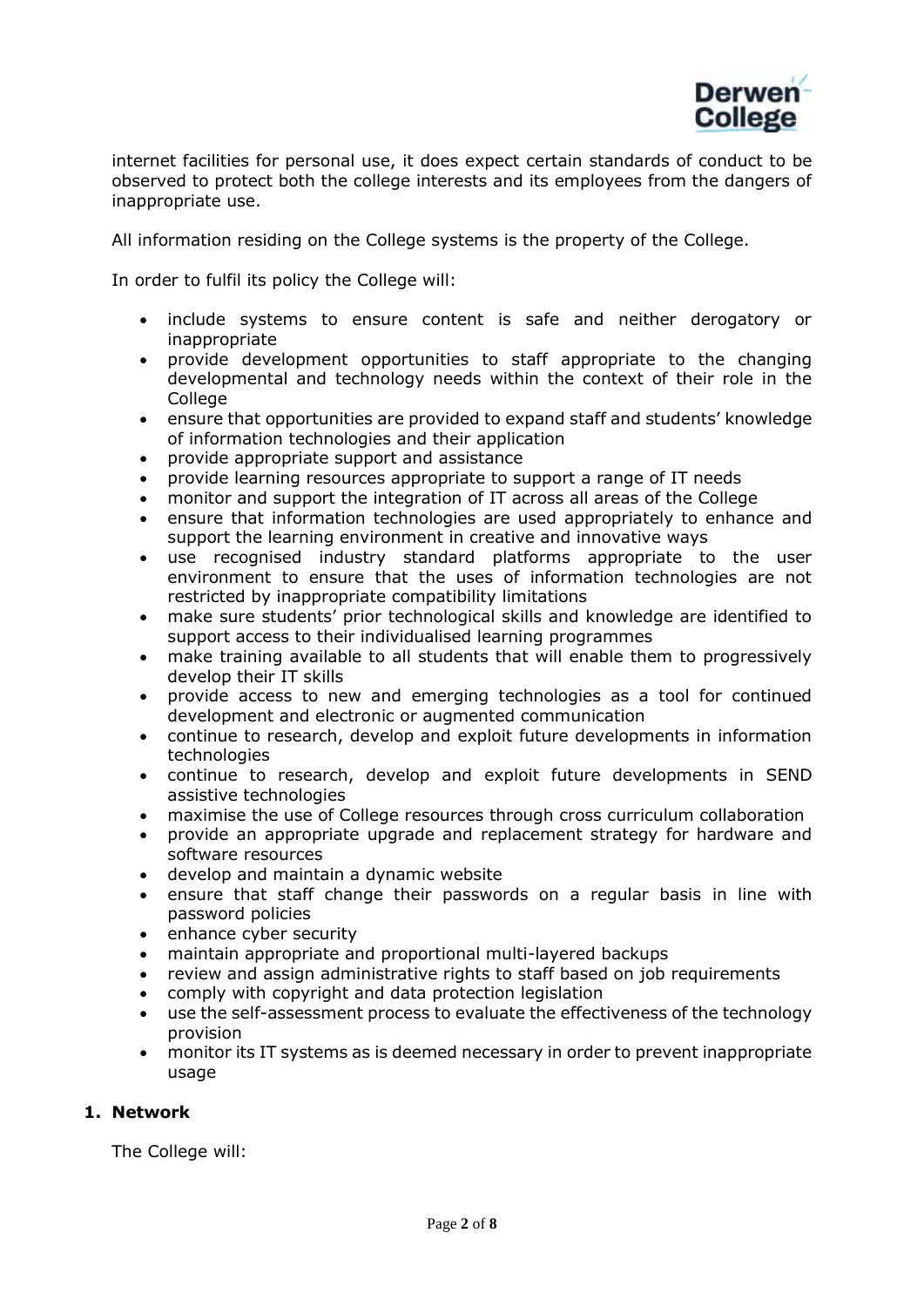internet facilities for personal use, it does expect certain standards of conduct to be observed to protect both the college interests and its employees from the dangers of inappropriate use.

All information residing on the College systems is the property of the College.

In order to fulfil its policy the College will:

- include systems to ensure content is safe and neither derogatory or inappropriate
- provide development opportunities to staff appropriate to the changing developmental and technology needs within the context of their role in the College
- ensure that opportunities are provided to expand staff and students' knowledge of information technologies and their application
- provide appropriate support and assistance
- provide learning resources appropriate to support a range of IT needs
- monitor and support the integration of IT across all areas of the College
- ensure that information technologies are used appropriately to enhance and support the learning environment in creative and innovative ways
- use recognised industry standard platforms appropriate to the user environment to ensure that the uses of information technologies are not restricted by inappropriate compatibility limitations
- make sure students' prior technological skills and knowledge are identified to support access to their individualised learning programmes
- make training available to all students that will enable them to progressively develop their IT skills
- provide access to new and emerging technologies as a tool for continued development and electronic or augmented communication
- continue to research, develop and exploit future developments in information technologies
- continue to research, develop and exploit future developments in SEND assistive technologies
- maximise the use of College resources through cross curriculum collaboration
- provide an appropriate upgrade and replacement strategy for hardware and software resources
- develop and maintain a dynamic website
- ensure that staff change their passwords on a regular basis in line with password policies
- enhance cyber security
- maintain appropriate and proportional multi-layered backups
- review and assign administrative rights to staff based on job requirements
- comply with copyright and data protection legislation
- use the self-assessment process to evaluate the effectiveness of the technology provision
- monitor its IT systems as is deemed necessary in order to prevent inappropriate usage

## 1. Network

The College will: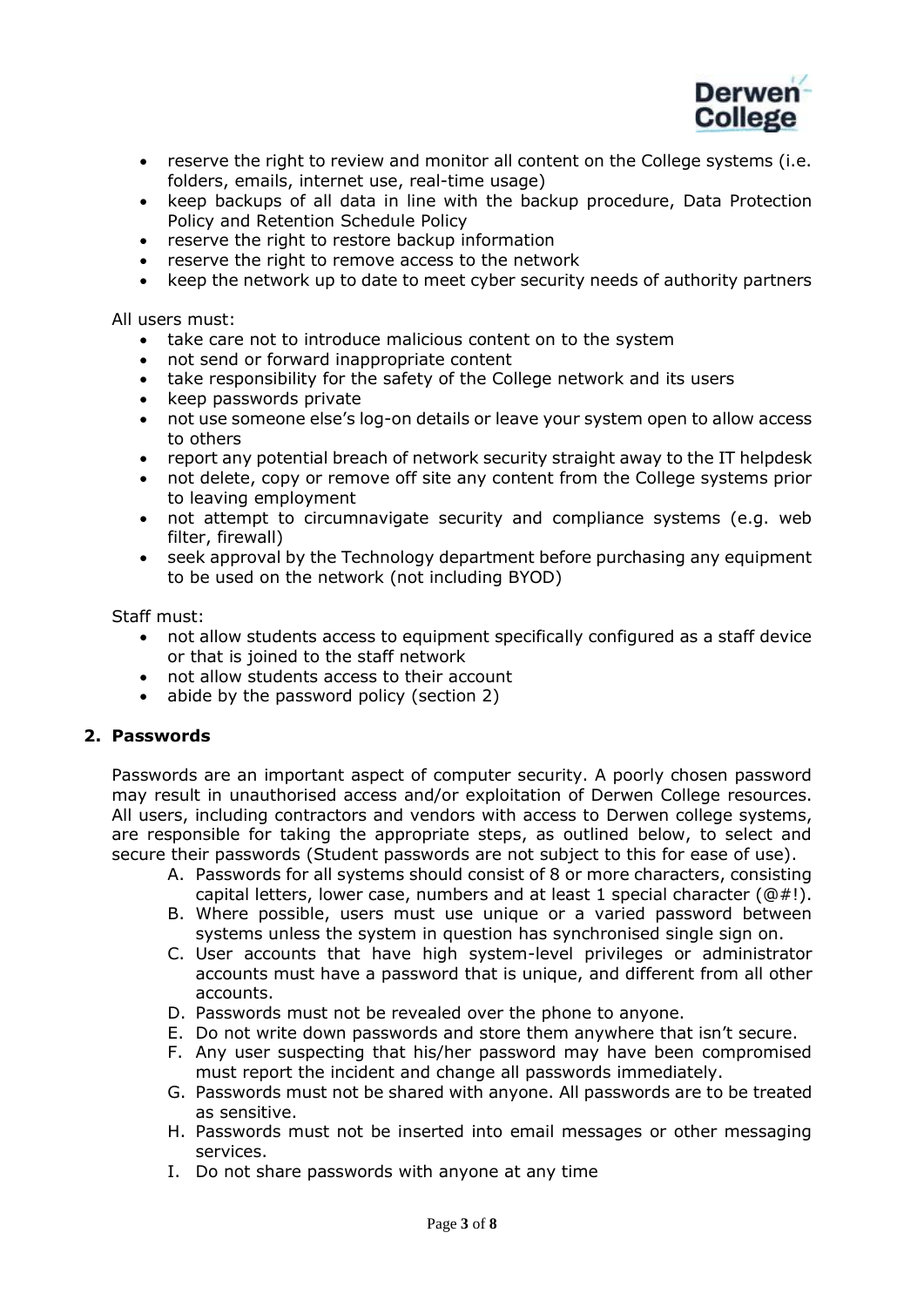- reserve the right to review and monitor all content on the College systems (i.e. folders, emails, internet use, real-time usage)
- keep backups of all data in line with the backup procedure, Data Protection Policy and Retention Schedule Policy
- reserve the right to restore backup information
- reserve the right to remove access to the network
- keep the network up to date to meet cyber security needs of authority partners

All users must:

- take care not to introduce malicious content on to the system
- not send or forward inappropriate content
- take responsibility for the safety of the College network and its users
- keep passwords private
- not use someone else's log-on details or leave your system open to allow access to others
- report any potential breach of network security straight away to the IT helpdesk
- not delete, copy or remove off site any content from the College systems prior to leaving employment
- not attempt to circumnavigate security and compliance systems (e.g. web filter, firewall)
- seek approval by the Technology department before purchasing any equipment to be used on the network (not including BYOD)

Staff must:

- not allow students access to equipment specifically configured as a staff device or that is joined to the staff network
- not allow students access to their account
- abide by the password policy (section 2)

## 2. Passwords

Passwords are an important aspect of computer security. A poorly chosen password may result in unauthorised access and/or exploitation of Derwen College resources. All users, including contractors and vendors with access to Derwen college systems, are responsible for taking the appropriate steps, as outlined below, to select and secure their passwords (Student passwords are not subject to this for ease of use).

A. Passwords for all systems should consist of 8 or more characters, consisting capital letters, lower case, numbers and at least 1 special character (@#!).
B. Where possible, users must use unique or a varied password between systems unless the system in question has synchronised single sign on.
C. User accounts that have high system-level privileges or administrator accounts must have a password that is unique, and different from all other accounts.
D. Passwords must not be revealed over the phone to anyone.
E. Do not write down passwords and store them anywhere that isn't secure.
F. Any user suspecting that his/her password may have been compromised must report the incident and change all passwords immediately.
G. Passwords must not be shared with anyone. All passwords are to be treated as sensitive.
H. Passwords must not be inserted into email messages or other messaging services.
I. Do not share passwords with anyone at any time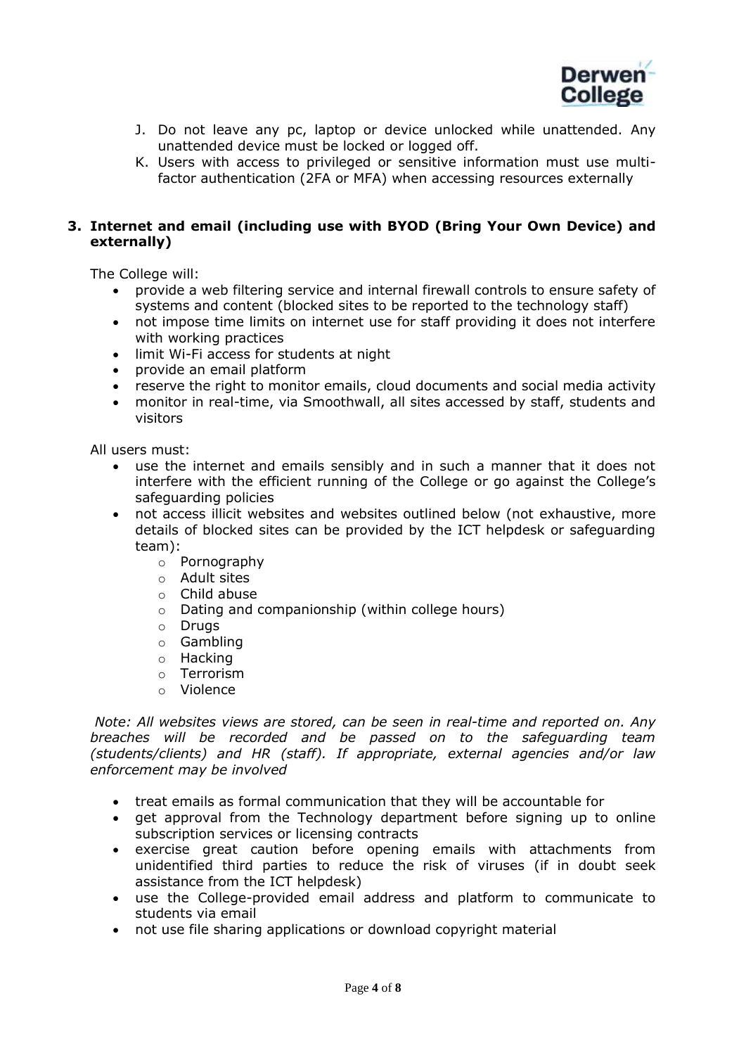J. Do not leave any pc, laptop or device unlocked while unattended. Any unattended device must be locked or logged off.
K. Users with access to privileged or sensitive information must use multi-factor authentication (2FA or MFA) when accessing resources externally

## 3. Internet and email (including use with BYOD (Bring Your Own Device) and externally)

The College will:

- provide a web filtering service and internal firewall controls to ensure safety of systems and content (blocked sites to be reported to the technology staff)
- not impose time limits on internet use for staff providing it does not interfere with working practices
- limit Wi-Fi access for students at night
- provide an email platform
- reserve the right to monitor emails, cloud documents and social media activity
- monitor in real-time, via Smoothwall, all sites accessed by staff, students and visitors

All users must:

- use the internet and emails sensibly and in such a manner that it does not interfere with the efficient running of the College or go against the College's safeguarding policies
- not access illicit websites and websites outlined below (not exhaustive, more details of blocked sites can be provided by the ICT helpdesk or safeguarding team):
    - Pornography
    - Adult sites
    - Child abuse
    - Dating and companionship (within college hours)
    - Drugs
    - Gambling
    - Hacking
    - Terrorism
    - Violence

*Note: All websites views are stored, can be seen in real-time and reported on. Any breaches will be recorded and be passed on to the safeguarding team (students/clients) and HR (staff). If appropriate, external agencies and/or law enforcement may be involved*

- treat emails as formal communication that they will be accountable for
- get approval from the Technology department before signing up to online subscription services or licensing contracts
- exercise great caution before opening emails with attachments from unidentified third parties to reduce the risk of viruses (if in doubt seek assistance from the ICT helpdesk)
- use the College-provided email address and platform to communicate to students via email
- not use file sharing applications or download copyright material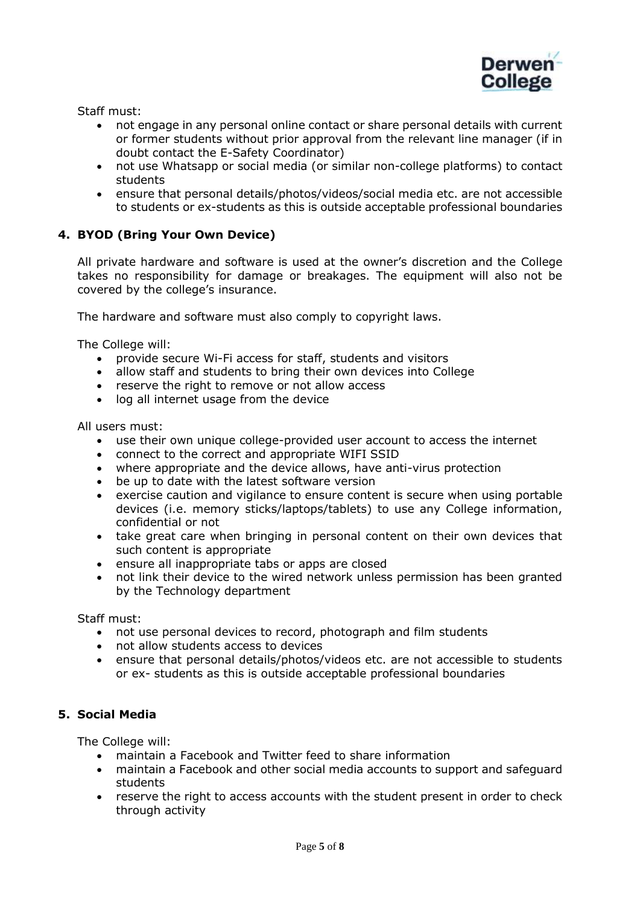Staff must:

- not engage in any personal online contact or share personal details with current or former students without prior approval from the relevant line manager (if in doubt contact the E-Safety Coordinator)
- not use Whatsapp or social media (or similar non-college platforms) to contact students
- ensure that personal details/photos/videos/social media etc. are not accessible to students or ex-students as this is outside acceptable professional boundaries

## 4. BYOD (Bring Your Own Device)

All private hardware and software is used at the owner's discretion and the College takes no responsibility for damage or breakages. The equipment will also not be covered by the college's insurance.

The hardware and software must also comply to copyright laws.

The College will:

- provide secure Wi-Fi access for staff, students and visitors
- allow staff and students to bring their own devices into College
- reserve the right to remove or not allow access
- log all internet usage from the device

All users must:

- use their own unique college-provided user account to access the internet
- connect to the correct and appropriate WIFI SSID
- where appropriate and the device allows, have anti-virus protection
- be up to date with the latest software version
- exercise caution and vigilance to ensure content is secure when using portable devices (i.e. memory sticks/laptops/tablets) to use any College information, confidential or not
- take great care when bringing in personal content on their own devices that such content is appropriate
- ensure all inappropriate tabs or apps are closed
- not link their device to the wired network unless permission has been granted by the Technology department

Staff must:

- not use personal devices to record, photograph and film students
- not allow students access to devices
- ensure that personal details/photos/videos etc. are not accessible to students or ex- students as this is outside acceptable professional boundaries

## 5. Social Media

The College will:

- maintain a Facebook and Twitter feed to share information
- maintain a Facebook and other social media accounts to support and safeguard students
- reserve the right to access accounts with the student present in order to check through activity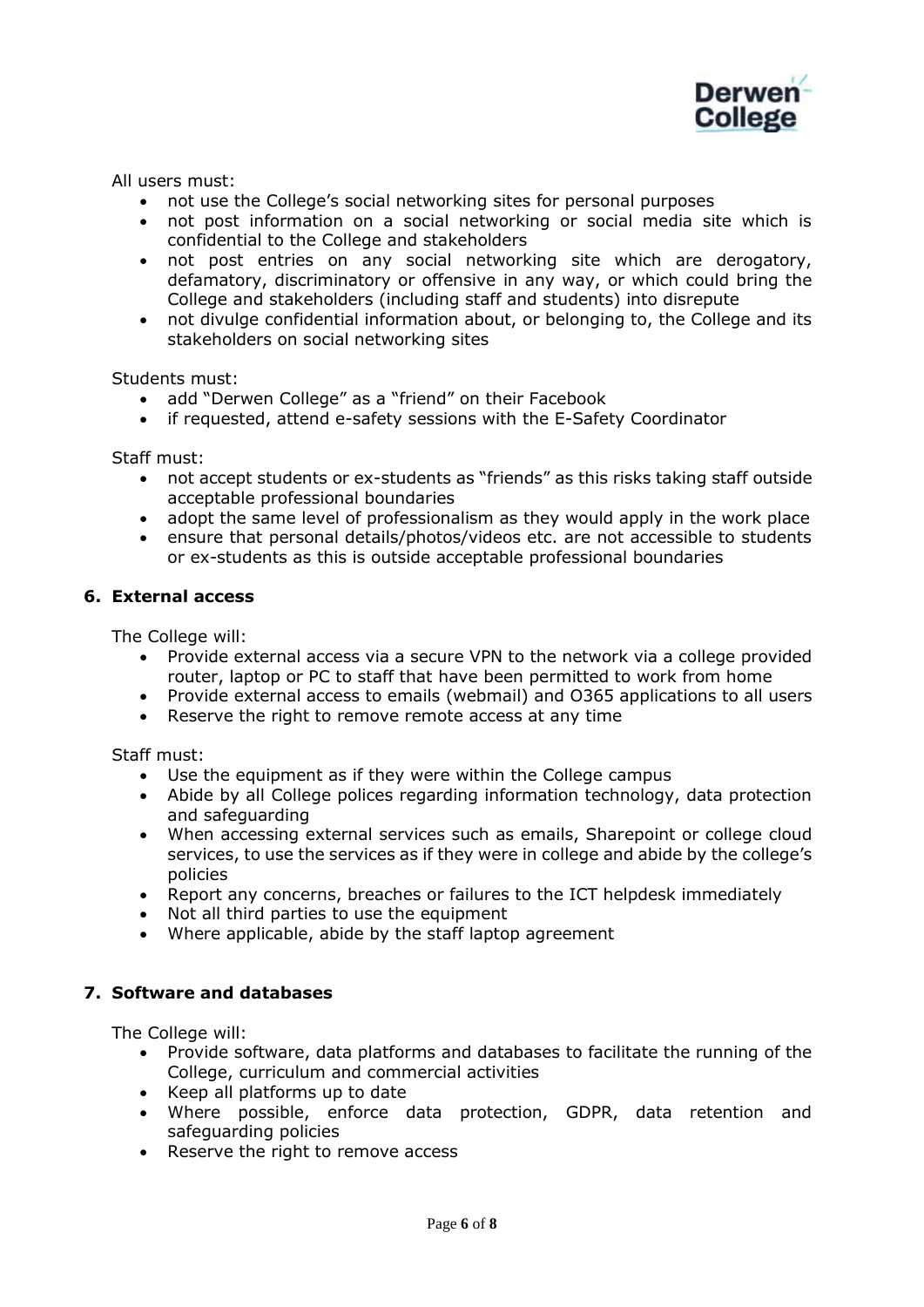All users must:

- not use the College's social networking sites for personal purposes
- not post information on a social networking or social media site which is confidential to the College and stakeholders
- not post entries on any social networking site which are derogatory, defamatory, discriminatory or offensive in any way, or which could bring the College and stakeholders (including staff and students) into disrepute
- not divulge confidential information about, or belonging to, the College and its stakeholders on social networking sites

Students must:

- add "Derwen College" as a "friend" on their Facebook
- if requested, attend e-safety sessions with the E-Safety Coordinator

Staff must:

- not accept students or ex-students as "friends" as this risks taking staff outside acceptable professional boundaries
- adopt the same level of professionalism as they would apply in the work place
- ensure that personal details/photos/videos etc. are not accessible to students or ex-students as this is outside acceptable professional boundaries

## 6. External access

The College will:

- Provide external access via a secure VPN to the network via a college provided router, laptop or PC to staff that have been permitted to work from home
- Provide external access to emails (webmail) and O365 applications to all users
- Reserve the right to remove remote access at any time

Staff must:

- Use the equipment as if they were within the College campus
- Abide by all College polices regarding information technology, data protection and safeguarding
- When accessing external services such as emails, Sharepoint or college cloud services, to use the services as if they were in college and abide by the college's policies
- Report any concerns, breaches or failures to the ICT helpdesk immediately
- Not all third parties to use the equipment
- Where applicable, abide by the staff laptop agreement

## 7. Software and databases

The College will:

- Provide software, data platforms and databases to facilitate the running of the College, curriculum and commercial activities
- Keep all platforms up to date
- Where possible, enforce data protection, GDPR, data retention and safeguarding policies
- Reserve the right to remove access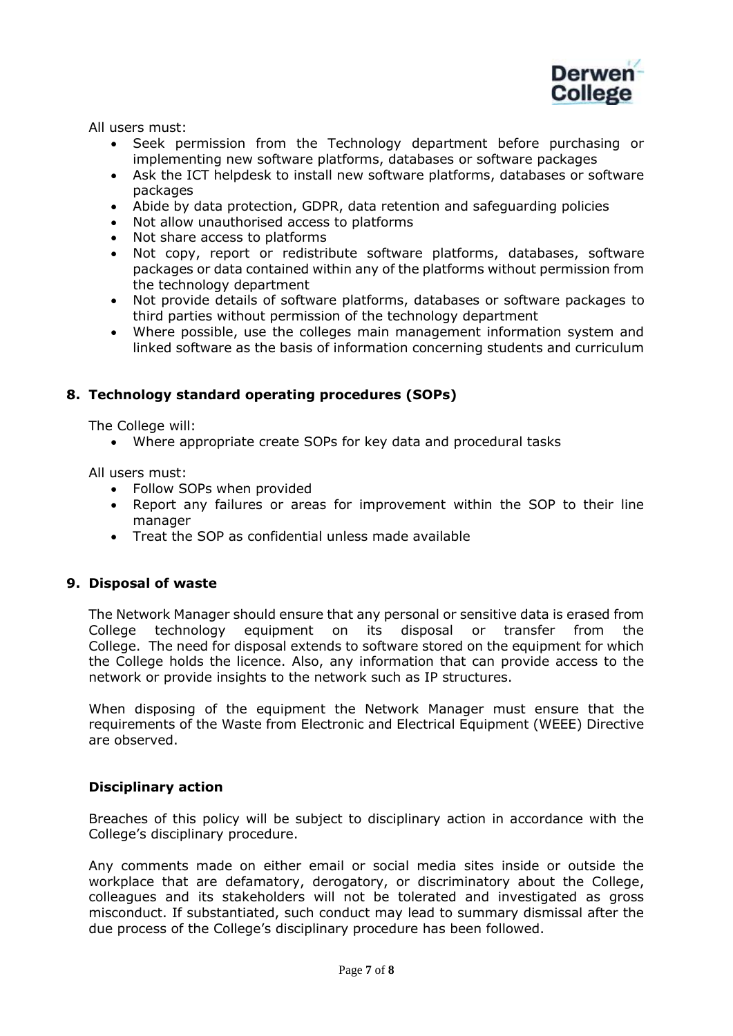All users must:

- Seek permission from the Technology department before purchasing or implementing new software platforms, databases or software packages
- Ask the ICT helpdesk to install new software platforms, databases or software packages
- Abide by data protection, GDPR, data retention and safeguarding policies
- Not allow unauthorised access to platforms
- Not share access to platforms
- Not copy, report or redistribute software platforms, databases, software packages or data contained within any of the platforms without permission from the technology department
- Not provide details of software platforms, databases or software packages to third parties without permission of the technology department
- Where possible, use the colleges main management information system and linked software as the basis of information concerning students and curriculum

## 8. Technology standard operating procedures (SOPs)

The College will:

- Where appropriate create SOPs for key data and procedural tasks

All users must:

- Follow SOPs when provided
- Report any failures or areas for improvement within the SOP to their line manager
- Treat the SOP as confidential unless made available

## 9. Disposal of waste

The Network Manager should ensure that any personal or sensitive data is erased from College technology equipment on its disposal or transfer from the College. The need for disposal extends to software stored on the equipment for which the College holds the licence. Also, any information that can provide access to the network or provide insights to the network such as IP structures.

When disposing of the equipment the Network Manager must ensure that the requirements of the Waste from Electronic and Electrical Equipment (WEEE) Directive are observed.

## Disciplinary action

Breaches of this policy will be subject to disciplinary action in accordance with the College's disciplinary procedure.

Any comments made on either email or social media sites inside or outside the workplace that are defamatory, derogatory, or discriminatory about the College, colleagues and its stakeholders will not be tolerated and investigated as gross misconduct. If substantiated, such conduct may lead to summary dismissal after the due process of the College's disciplinary procedure has been followed.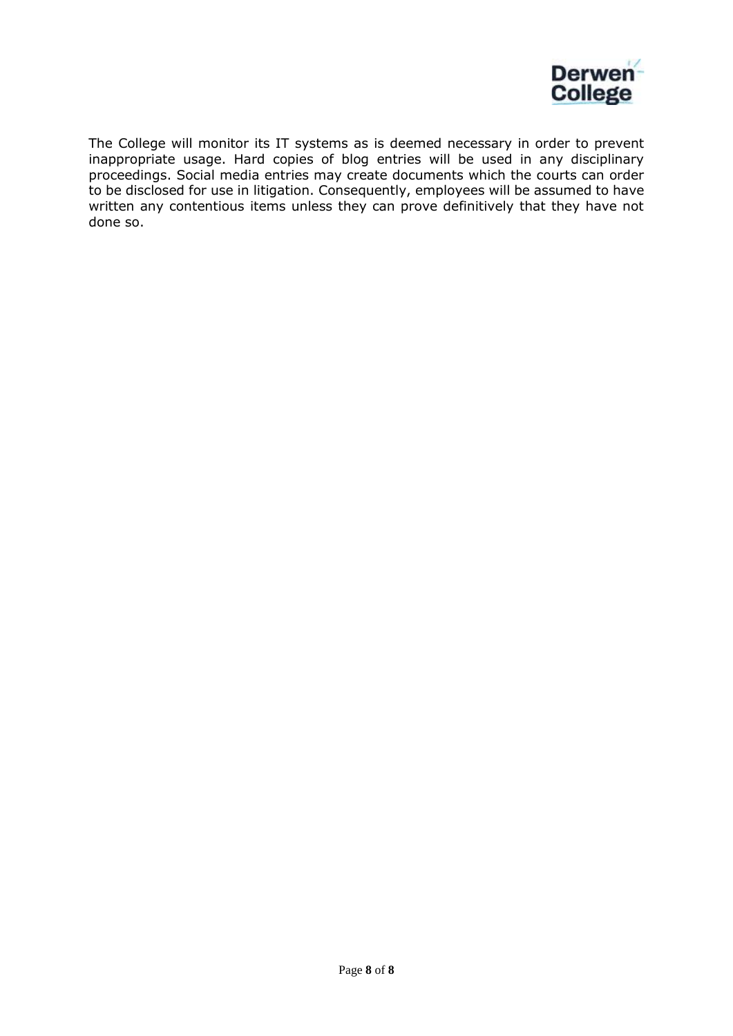The College will monitor its IT systems as is deemed necessary in order to prevent inappropriate usage. Hard copies of blog entries will be used in any disciplinary proceedings. Social media entries may create documents which the courts can order to be disclosed for use in litigation. Consequently, employees will be assumed to have written any contentious items unless they can prove definitively that they have not done so.